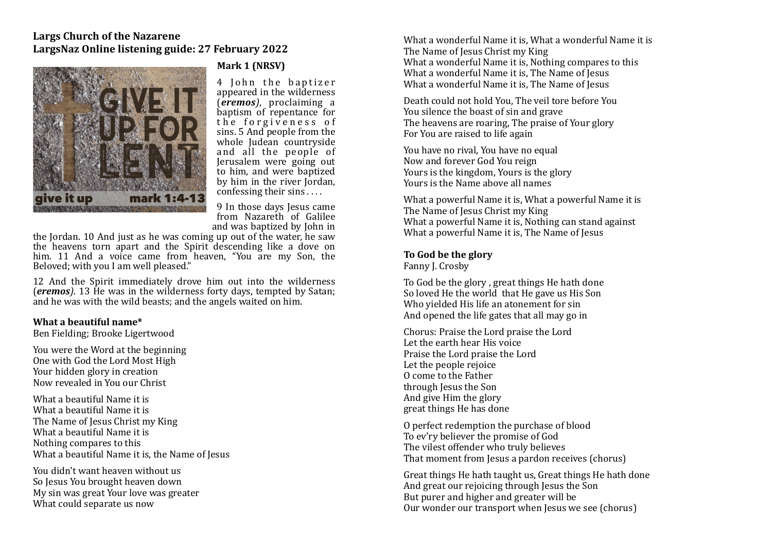**Largs Church of the Nazarene**
**LargsNaz Online listening guide: 27 February 2022**

**Mark 1 (NRSV)**

4 John the baptizer appeared in the wilderness (***eremos***), proclaiming a baptism of repentance for the forgiveness of sins. 5 And people from the whole Judean countryside and all the people of Jerusalem were going out to him, and were baptized by him in the river Jordan, confessing their sins . . . .

9 In those days Jesus came from Nazareth of Galilee and was baptized by John in the Jordan. 10 And just as he was coming up out of the water, he saw the heavens torn apart and the Spirit descending like a dove on him. 11 And a voice came from heaven, "You are my Son, the Beloved; with you I am well pleased."

12 And the Spirit immediately drove him out into the wilderness (***eremos***). 13 He was in the wilderness forty days, tempted by Satan; and he was with the wild beasts; and the angels waited on him.

**What a beautiful name***
Ben Fielding; Brooke Ligertwood

You were the Word at the beginning
One with God the Lord Most High
Your hidden glory in creation
Now revealed in You our Christ

What a beautiful Name it is
What a beautiful Name it is
The Name of Jesus Christ my King
What a beautiful Name it is
Nothing compares to this
What a beautiful Name it is, the Name of Jesus

You didn't want heaven without us
So Jesus You brought heaven down
My sin was great Your love was greater
What could separate us now

What a wonderful Name it is, What a wonderful Name it is
The Name of Jesus Christ my King
What a wonderful Name it is, Nothing compares to this
What a wonderful Name it is, The Name of Jesus
What a wonderful Name it is, The Name of Jesus

Death could not hold You, The veil tore before You
You silence the boast of sin and grave
The heavens are roaring, The praise of Your glory
For You are raised to life again

You have no rival, You have no equal
Now and forever God You reign
Yours is the kingdom, Yours is the glory
Yours is the Name above all names

What a powerful Name it is, What a powerful Name it is
The Name of Jesus Christ my King
What a powerful Name it is, Nothing can stand against
What a powerful Name it is, The Name of Jesus

**To God be the glory**
Fanny J. Crosby

To God be the glory , great things He hath done
So loved He the world that He gave us His Son
Who yielded His life an atonement for sin
And opened the life gates that all may go in

Chorus: Praise the Lord praise the Lord
Let the earth hear His voice
Praise the Lord praise the Lord
Let the people rejoice
O come to the Father
through Jesus the Son
And give Him the glory
great things He has done

O perfect redemption the purchase of blood
To ev'ry believer the promise of God
The vilest offender who truly believes
That moment from Jesus a pardon receives (chorus)

Great things He hath taught us, Great things He hath done
And great our rejoicing through Jesus the Son
But purer and higher and greater will be
Our wonder our transport when Jesus we see (chorus)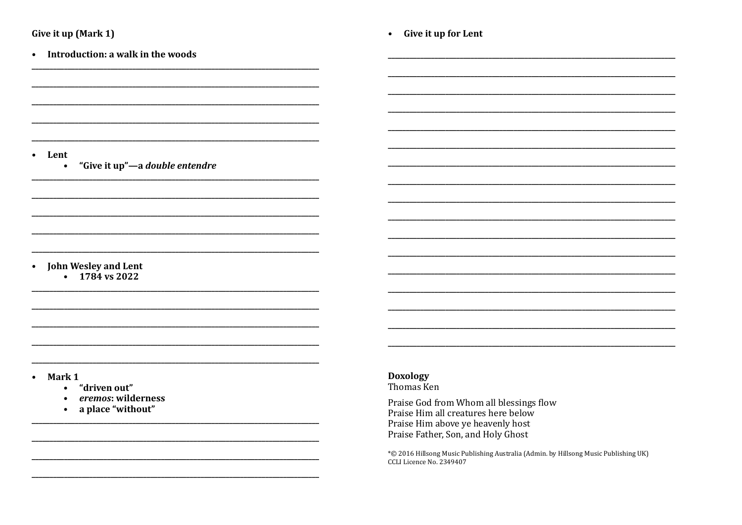**Give it up (Mark 1)**

- **Introduction: a walk in the woods**

- **Lent**
  - **"Give it up"—a *double entendre***

- **John Wesley and Lent**
  - **1784 vs 2022**

- **Mark 1**
  - **"driven out"**
  - ***eremos*: wilderness**
  - **a place "without"**

- **Give it up for Lent**

**Doxology**
Thomas Ken

Praise God from Whom all blessings flow
Praise Him all creatures here below
Praise Him above ye heavenly host
Praise Father, Son, and Holy Ghost

*© 2016 Hillsong Music Publishing Australia (Admin. by Hillsong Music Publishing UK)
CCLI Licence No. 2349407